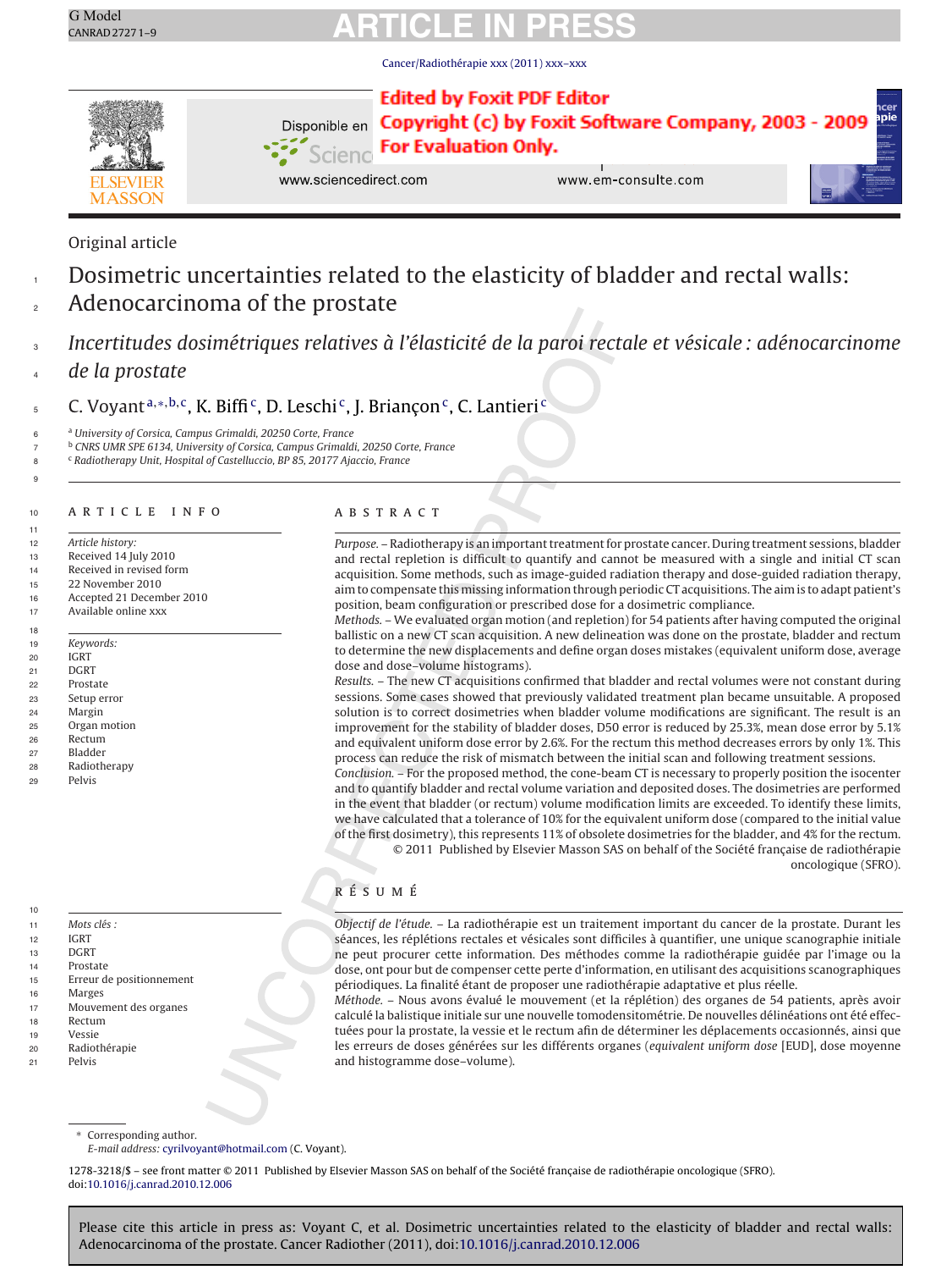Original article

# Dosimetric uncertainties related to the elasticity of bladder and rectal walls: Adenocarcinoma of the prostate

## *Incertitudes dosimétriques relatives à l'élasticité de la paroi rectale et vésicale : adénocarcinome de la prostate*

C. Voyant[a,*,b,c], K. Biffi[c], D. Leschi[c], J. Briançon[c], C. Lantieri[c]

[a] University of Corsica, Campus Grimaldi, 20250 Corte, France
[b] CNRS UMR SPE 6134, University of Corsica, Campus Grimaldi, 20250 Corte, France
[c] Radiotherapy Unit, Hospital of Castelluccio, BP 85, 20177 Ajaccio, France

**ARTICLE INFO**

*Article history:*
Received 14 July 2010
Received in revised form
22 November 2010
Accepted 21 December 2010
Available online xxx

*Keywords:*
IGRT
DGRT
Prostate
Setup error
Margin
Organ motion
Rectum
Bladder
Radiotherapy
Pelvis

**ABSTRACT**

*Purpose.* – Radiotherapy is an important treatment for prostate cancer. During treatment sessions, bladder and rectal repletion is difficult to quantify and cannot be measured with a single and initial CT scan acquisition. Some methods, such as image-guided radiation therapy and dose-guided radiation therapy, aim to compensate this missing information through periodic CT acquisitions. The aim is to adapt patient's position, beam configuration or prescribed dose for a dosimetric compliance.

*Methods.* – We evaluated organ motion (and repletion) for 54 patients after having computed the original ballistic on a new CT scan acquisition. A new delineation was done on the prostate, bladder and rectum to determine the new displacements and define organ doses mistakes (equivalent uniform dose, average dose and dose–volume histograms).

*Results.* – The new CT acquisitions confirmed that bladder and rectal volumes were not constant during sessions. Some cases showed that previously validated treatment plan became unsuitable. A proposed solution is to correct dosimetries when bladder volume modifications are significant. The result is an improvement for the stability of bladder doses, D50 error is reduced by 25.3%, mean dose error by 5.1% and equivalent uniform dose error by 2.6%. For the rectum this method decreases errors by only 1%. This process can reduce the risk of mismatch between the initial scan and following treatment sessions.

*Conclusion.* – For the proposed method, the cone-beam CT is necessary to properly position the isocenter and to quantify bladder and rectal volume variation and deposited doses. The dosimetries are performed in the event that bladder (or rectum) volume modification limits are exceeded. To identify these limits, we have calculated that a tolerance of 10% for the equivalent uniform dose (compared to the initial value of the first dosimetry), this represents 11% of obsolete dosimetries for the bladder, and 4% for the rectum.

© 2011 Published by Elsevier Masson SAS on behalf of the Société française de radiothérapie oncologique (SFRO).

*Mots clés :*
IGRT
DGRT
Prostate
Erreur de positionnement
Marges
Mouvement des organes
Rectum
Vessie
Radiothérapie
Pelvis

**RÉSUMÉ**

*Objectif de l'étude.* – La radiothérapie est un traitement important du cancer de la prostate. Durant les séances, les réplétions rectales et vésicales sont difficiles à quantifier, une unique scanographie initiale ne peut procurer cette information. Des méthodes comme la radiothérapie guidée par l'image ou la dose, ont pour but de compenser cette perte d'information, en utilisant des acquisitions scanographiques périodiques. La finalité étant de proposer une radiothérapie adaptative et plus réelle.

*Méthode.* – Nous avons évalué le mouvement (et la réplétion) des organes de 54 patients, après avoir calculé la balistique initiale sur une nouvelle tomodensitométrie. De nouvelles délinéations ont été effectuées pour la prostate, la vessie et le rectum afin de déterminer les déplacements occasionnés, ainsi que les erreurs de doses générées sur les différents organes (*equivalent uniform dose* [EUD], dose moyenne et histogramme dose–volume).

* Corresponding author.
*E-mail address:* cyrilvoyant@hotmail.com (C. Voyant).

1278-3218/$ – see front matter © 2011 Published by Elsevier Masson SAS on behalf of the Société française de radiothérapie oncologique (SFRO).
doi:10.1016/j.canrad.2010.12.006

Please cite this article in press as: Voyant C, et al. Dosimetric uncertainties related to the elasticity of bladder and rectal walls: Adenocarcinoma of the prostate. Cancer Radiother (2011), doi:10.1016/j.canrad.2010.12.006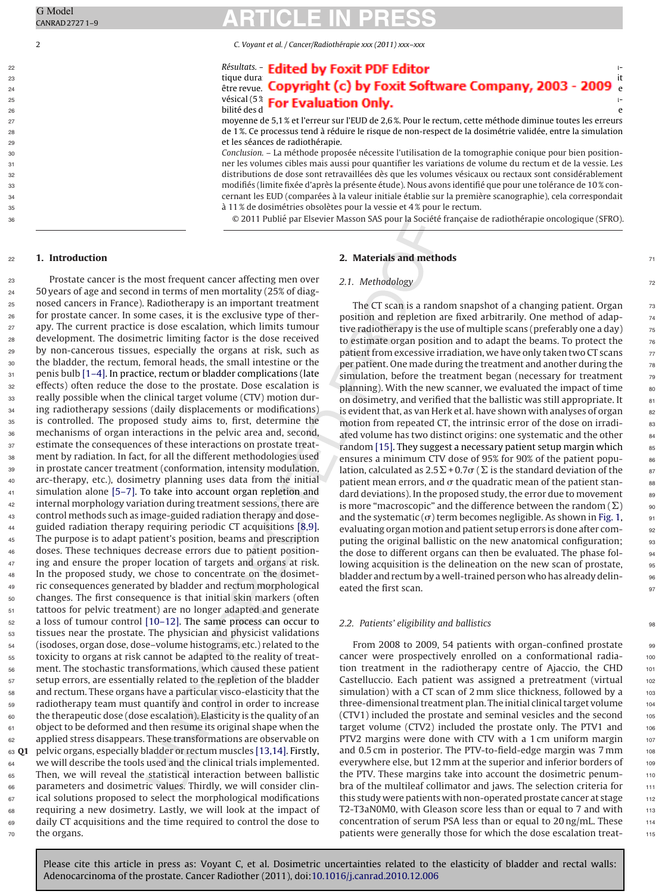*Résultats.* – Edited by Foxit PDF Editor tique dura Copyright (c) by Foxit Software Company, 2003 - 2009 it être revue. For Evaluation Only. e vésical (5 % bilité des d e moyenne de 5,1 % et l'erreur sur l'EUD de 2,6 %. Pour le rectum, cette méthode diminue toutes les erreurs de 1 %. Ce processus tend à réduire le risque de non-respect de la dosimétrie validée, entre la simulation et les séances de radiothérapie.

*Conclusion.* – La méthode proposée nécessite l'utilisation de la tomographie conique pour bien positionner les volumes cibles mais aussi pour quantifier les variations de volume du rectum et de la vessie. Les distributions de dose sont retravaillées dès que les volumes vésicaux ou rectaux sont considérablement modifiés (limite fixée d'après la présente étude). Nous avons identifié que pour une tolérance de 10 % concernant les EUD (comparées à la valeur initiale établie sur la première scanographie), cela correspondait à 11 % de dosimétries obsolètes pour la vessie et 4 % pour le rectum.

© 2011 Publié par Elsevier Masson SAS pour la Société française de radiothérapie oncologique (SFRO).

## 1. Introduction

Prostate cancer is the most frequent cancer affecting men over 50 years of age and second in terms of men mortality (25% of diagnosed cancers in France). Radiotherapy is an important treatment for prostate cancer. In some cases, it is the exclusive type of therapy. The current practice is dose escalation, which limits tumour development. The dosimetric limiting factor is the dose received by non-cancerous tissues, especially the organs at risk, such as the bladder, the rectum, femoral heads, the small intestine or the penis bulb [1–4]. In practice, rectum or bladder complications (late effects) often reduce the dose to the prostate. Dose escalation is really possible when the clinical target volume (CTV) motion during radiotherapy sessions (daily displacements or modifications) is controlled. The proposed study aims to, first, determine the mechanisms of organ interactions in the pelvic area and, second, estimate the consequences of these interactions on prostate treatment by radiation. In fact, for all the different methodologies used in prostate cancer treatment (conformation, intensity modulation, arc-therapy, etc.), dosimetry planning uses data from the initial simulation alone [5–7]. To take into account organ repletion and internal morphology variation during treatment sessions, there are control methods such as image-guided radiation therapy and dose-guided radiation therapy requiring periodic CT acquisitions [8,9]. The purpose is to adapt patient's position, beams and prescription doses. These techniques decrease errors due to patient positioning and ensure the proper location of targets and organs at risk. In the proposed study, we chose to concentrate on the dosimetric consequences generated by bladder and rectum morphological changes. The first consequence is that initial skin markers (often tattoos for pelvic treatment) are no longer adapted and generate a loss of tumour control [10–12]. The same process can occur to tissues near the prostate. The physician and physicist validations (isodoses, organ dose, dose–volume histograms, etc.) related to the toxicity to organs at risk cannot be adapted to the reality of treatment. The stochastic transformations, which caused these patient setup errors, are essentially related to the repletion of the bladder and rectum. These organs have a particular visco-elasticity that the radiotherapy team must quantify and control in order to increase the therapeutic dose (dose escalation). Elasticity is the quality of an object to be deformed and then resume its original shape when the applied stress disappears. These transformations are observable on pelvic organs, especially bladder or rectum muscles [13,14]. Firstly, we will describe the tools used and the clinical trials implemented. Then, we will reveal the statistical interaction between ballistic parameters and dosimetric values. Thirdly, we will consider clinical solutions proposed to select the morphological modifications requiring a new dosimetry. Lastly, we will look at the impact of daily CT acquisitions and the time required to control the dose to the organs.

## 2. Materials and methods

### 2.1. Methodology

The CT scan is a random snapshot of a changing patient. Organ position and repletion are fixed arbitrarily. One method of adaptive radiotherapy is the use of multiple scans (preferably one a day) to estimate organ position and to adapt the beams. To protect the patient from excessive irradiation, we have only taken two CT scans per patient. One made during the treatment and another during the simulation, before the treatment began (necessary for treatment planning). With the new scanner, we evaluated the impact of time on dosimetry, and verified that the ballistic was still appropriate. It is evident that, as van Herk et al. have shown with analyses of organ motion from repeated CT, the intrinsic error of the dose on irradiated volume has two distinct origins: one systematic and the other random [15]. They suggest a necessary patient setup margin which ensures a minimum CTV dose of 95% for 90% of the patient population, calculated as $2.5\Sigma + 0.7\sigma$ ($\Sigma$ is the standard deviation of the patient mean errors, and $\sigma$ the quadratic mean of the patient standard deviations). In the proposed study, the error due to movement is more "macroscopic" and the difference between the random ($\Sigma$) and the systematic ($\sigma$) term becomes negligible. As shown in Fig. 1, evaluating organ motion and patient setup errors is done after computing the original ballistic on the new anatomical configuration; the dose to different organs can then be evaluated. The phase following acquisition is the delineation on the new scan of prostate, bladder and rectum by a well-trained person who has already delineated the first scan.

### 2.2. Patients' eligibility and ballistics

From 2008 to 2009, 54 patients with organ-confined prostate cancer were prospectively enrolled on a conformational radiation treatment in the radiotherapy centre of Ajaccio, the CHD Castelluccio. Each patient was assigned a pretreatment (virtual simulation) with a CT scan of 2 mm slice thickness, followed by a three-dimensional treatment plan. The initial clinical target volume (CTV1) included the prostate and seminal vesicles and the second target volume (CTV2) included the prostate only. The PTV1 and PTV2 margins were done with CTV with a 1 cm uniform margin and 0.5 cm in posterior. The PTV-to-field-edge margin was 7 mm everywhere else, but 12 mm at the superior and inferior borders of the PTV. These margins take into account the dosimetric penumbra of the multileaf collimator and jaws. The selection criteria for this study were patients with non-operated prostate cancer at stage T2-T3aN0M0, with Gleason score less than or equal to 7 and with concentration of serum PSA less than or equal to 20 ng/mL. These patients were generally those for which the dose escalation treat-

Please cite this article in press as: Voyant C, et al. Dosimetric uncertainties related to the elasticity of bladder and rectal walls: Adenocarcinoma of the prostate. Cancer Radiother (2011), doi:10.1016/j.canrad.2010.12.006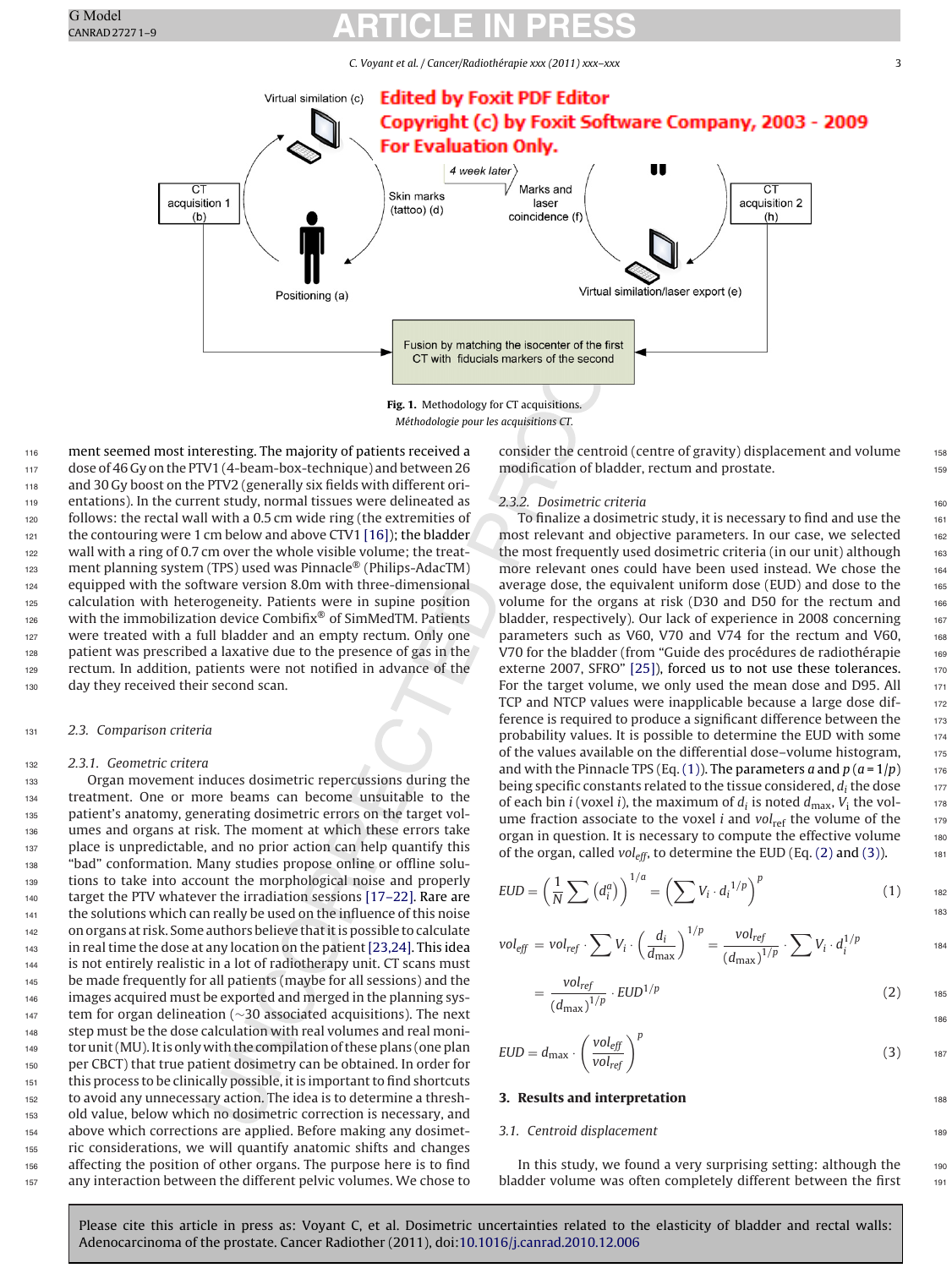Virtual similation (c)

CT acquisition 1 (b)

Skin marks (tattoo) (d)

Positioning (a)

4 week later

Marks and laser coincidence (f)

CT acquisition 2 (h)

Virtual similation/laser export (e)

Fusion by matching the isocenter of the first CT with fiducials markers of the second

**Fig. 1.** Methodology for CT acquisitions.
*Méthodologie pour les acquisitions CT.*

ment seemed most interesting. The majority of patients received a dose of 46 Gy on the PTV1 (4-beam-box-technique) and between 26 and 30 Gy boost on the PTV2 (generally six fields with different orientations). In the current study, normal tissues were delineated as follows: the rectal wall with a 0.5 cm wide ring (the extremities of the contouring were 1 cm below and above CTV1 [16]); the bladder wall with a ring of 0.7 cm over the whole visible volume; the treatment planning system (TPS) used was Pinnacle® (Philips-AdacTM) equipped with the software version 8.0m with three-dimensional calculation with heterogeneity. Patients were in supine position with the immobilization device Combifix® of SimMedTM. Patients were treated with a full bladder and an empty rectum. Only one patient was prescribed a laxative due to the presence of gas in the rectum. In addition, patients were not notified in advance of the day they received their second scan.

## 2.3. Comparison criteria

### 2.3.1. Geometric critera

Organ movement induces dosimetric repercussions during the treatment. One or more beams can become unsuitable to the patient's anatomy, generating dosimetric errors on the target volumes and organs at risk. The moment at which these errors take place is unpredictable, and no prior action can help quantify this "bad" conformation. Many studies propose online or offline solutions to take into account the morphological noise and properly target the PTV whatever the irradiation sessions [17–22]. Rare are the solutions which can really be used on the influence of this noise on organs at risk. Some authors believe that it is possible to calculate in real time the dose at any location on the patient [23,24]. This idea is not entirely realistic in a lot of radiotherapy unit. CT scans must be made frequently for all patients (maybe for all sessions) and the images acquired must be exported and merged in the planning system for organ delineation (~30 associated acquisitions). The next step must be the dose calculation with real volumes and real monitor unit (MU). It is only with the compilation of these plans (one plan per CBCT) that true patient dosimetry can be obtained. In order for this process to be clinically possible, it is important to find shortcuts to avoid any unnecessary action. The idea is to determine a threshold value, below which no dosimetric correction is necessary, and above which corrections are applied. Before making any dosimetric considerations, we will quantify anatomic shifts and changes affecting the position of other organs. The purpose here is to find any interaction between the different pelvic volumes. We chose to consider the centroid (centre of gravity) displacement and volume modification of bladder, rectum and prostate.

### 2.3.2. Dosimetric criteria

To finalize a dosimetric study, it is necessary to find and use the most relevant and objective parameters. In our case, we selected the most frequently used dosimetric criteria (in our unit) although more relevant ones could have been used instead. We chose the average dose, the equivalent uniform dose (EUD) and dose to the volume for the organs at risk (D30 and D50 for the rectum and bladder, respectively). Our lack of experience in 2008 concerning parameters such as V60, V70 and V74 for the rectum and V60, V70 for the bladder (from "Guide des procédures de radiothérapie externe 2007, SFRO" [25]), forced us to not use these tolerances. For the target volume, we only used the mean dose and D95. All TCP and NTCP values were inapplicable because a large dose difference is required to produce a significant difference between the probability values. It is possible to determine the EUD with some of the values available on the differential dose–volume histogram, and with the Pinnacle TPS (Eq. (1)). The parameters $a$ and $p$ ($a = 1/p$) being specific constants related to the tissue considered, $d_i$ the dose of each bin $i$ (voxel $i$), the maximum of $d_i$ is noted $d_{max}$, $V_i$ the volume fraction associate to the voxel $i$ and $vol_{ref}$ the volume of the organ in question. It is necessary to compute the effective volume of the organ, called $vol_{eff}$, to determine the EUD (Eq. (2) and (3)).

$$EUD = \left(\frac{1}{N}\sum \left(d_i^a\right)\right)^{1/a} = \left(\sum V_i \cdot d_i{}^{1/p}\right)^p \quad (1)$$

$$vol_{eff} = vol_{ref} \cdot \sum V_i \cdot \left(\frac{d_i}{d_{max}}\right)^{1/p} = \frac{vol_{ref}}{(d_{max})^{1/p}} \cdot \sum V_i \cdot d_i^{1/p}$$
$$= \frac{vol_{ref}}{(d_{max})^{1/p}} \cdot EUD^{1/p} \quad (2)$$

$$EUD = d_{max} \cdot \left(\frac{vol_{eff}}{vol_{ref}}\right)^p \quad (3)$$

# 3. Results and interpretation

## 3.1. Centroid displacement

In this study, we found a very surprising setting: although the bladder volume was often completely different between the first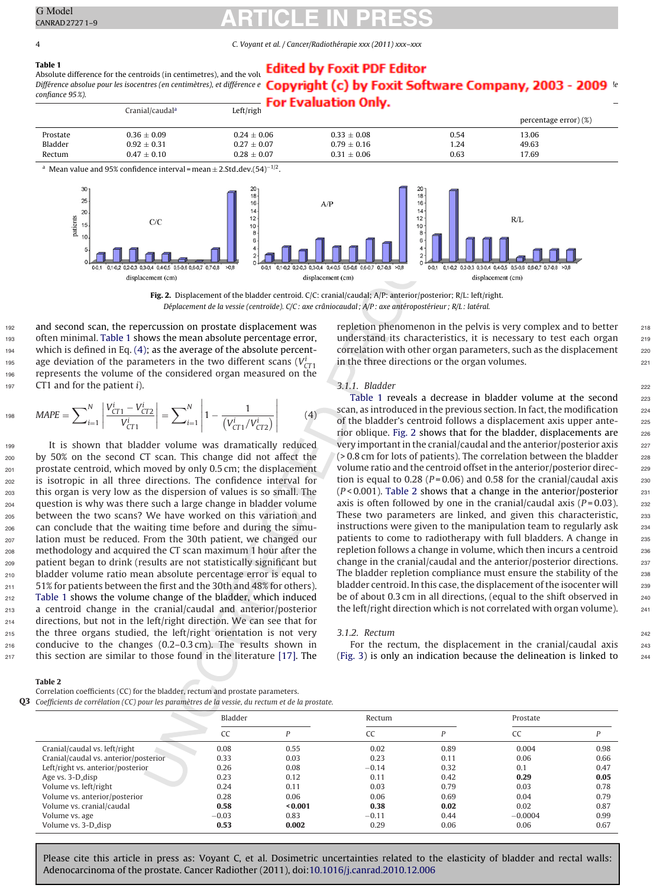**Table 1**
Absolute difference for the centroids (in centimetres), and the volu
*Différence absolue pour les isocentres (en centimètres), et différence e ... le confiance 95 %).*

| | Cranial/caudal[a] | Left/righ | | | percentage error) (%) |
|---|---|---|---|---|---|
| Prostate | 0.36 ± 0.09 | 0.24 ± 0.06 | 0.33 ± 0.08 | 0.54 | 13.06 |
| Bladder | 0.92 ± 0.31 | 0.27 ± 0.07 | 0.79 ± 0.16 | 1.24 | 49.63 |
| Rectum | 0.47 ± 0.10 | 0.28 ± 0.07 | 0.31 ± 0.06 | 0.63 | 17.69 |

[a] Mean value and 95% confidence interval = mean ± 2.Std_dev.$(54)^{-1/2}$.

**Fig. 2.** Displacement of the bladder centroid. C/C: cranial/caudal; A/P: anterior/posterior; R/L: left/right.
*Déplacement de la vessie (centroïde). C/C : axe crâniocaudal ; A/P : axe antéropostérieur ; R/L : latéral.*

and second scan, the repercussion on prostate displacement was often minimal. Table 1 shows the mean absolute percentage error, which is defined in Eq. (4); as the average of the absolute percentage deviation of the parameters in the two different scans ($V^i_{CT1}$ represents the volume of the considered organ measured on the CT1 and for the patient $i$).

$$MAPE = \sum_{i=1}^{N} \left| \frac{V^i_{CT1} - V^i_{CT2}}{V^i_{CT1}} \right| = \sum_{i=1}^{N} \left| 1 - \frac{1}{\left(V^i_{CT1}/V^i_{CT2}\right)} \right| \quad (4)$$

It is shown that bladder volume was dramatically reduced by 50% on the second CT scan. This change did not affect the prostate centroid, which moved by only 0.5 cm; the displacement is isotropic in all three directions. The confidence interval for this organ is very low as the dispersion of values is so small. The question is why was there such a large change in bladder volume between the two scans? We have worked on this variation and can conclude that the waiting time before and during the simulation must be reduced. From the 30th patient, we changed our methodology and acquired the CT scan maximum 1 hour after the patient began to drink (results are not statistically significant but bladder volume ratio mean absolute percentage error is equal to 51% for patients between the first and the 30th and 48% for others). Table 1 shows the volume change of the bladder, which induced a centroid change in the cranial/caudal and anterior/posterior directions, but not in the left/right direction. We can see that for the three organs studied, the left/right orientation is not very conducive to the changes (0.2–0.3 cm). The results shown in this section are similar to those found in the literature [17]. The repletion phenomenon in the pelvis is very complex and to better understand its characteristics, it is necessary to test each organ correlation with other organ parameters, such as the displacement in the three directions or the organ volumes.

### 3.1.1. Bladder

Table 1 reveals a decrease in bladder volume at the second scan, as introduced in the previous section. In fact, the modification of the bladder's centroid follows a displacement axis upper anterior oblique. Fig. 2 shows that for the bladder, displacements are very important in the cranial/caudal and the anterior/posterior axis (> 0.8 cm for lots of patients). The correlation between the bladder volume ratio and the centroid offset in the anterior/posterior direction is equal to 0.28 ($P$ = 0.06) and 0.58 for the cranial/caudal axis ($P$ < 0.001). Table 2 shows that a change in the anterior/posterior axis is often followed by one in the cranial/caudal axis ($P$ = 0.03). These two parameters are linked, and given this characteristic, instructions were given to the manipulation team to regularly ask patients to come to radiotherapy with full bladders. A change in repletion follows a change in volume, which then incurs a centroid change in the cranial/caudal and the anterior/posterior directions. The bladder repletion compliance must ensure the stability of the bladder centroid. In this case, the displacement of the isocenter will be of about 0.3 cm in all directions, (equal to the shift observed in the left/right direction which is not correlated with organ volume).

### 3.1.2. Rectum

For the rectum, the displacement in the cranial/caudal axis (Fig. 3) is only an indication because the delineation is linked to

**Table 2**
Correlation coefficients (CC) for the bladder, rectum and prostate parameters.
*Coefficients de corrélation (CC) pour les paramètres de la vessie, du rectum et de la prostate.*

| | Bladder | | Rectum | | Prostate | |
|---|---|---|---|---|---|---|
| | CC | $P$ | CC | $P$ | CC | $P$ |
| Cranial/caudal vs. left/right | 0.08 | 0.55 | 0.02 | 0.89 | 0.004 | 0.98 |
| Cranial/caudal vs. anterior/posterior | 0.33 | 0.03 | 0.23 | 0.11 | 0.06 | 0.66 |
| Left/right vs. anterior/posterior | 0.26 | 0.08 | −0.14 | 0.32 | 0.1 | 0.47 |
| Age vs. 3-D_disp | 0.23 | 0.12 | 0.11 | 0.42 | **0.29** | **0.05** |
| Volume vs. left/right | 0.24 | 0.11 | 0.03 | 0.79 | 0.03 | 0.78 |
| Volume vs. anterior/posterior | 0.28 | 0.06 | 0.06 | 0.69 | 0.04 | 0.79 |
| Volume vs. cranial/caudal | **0.58** | **<0.001** | **0.38** | **0.02** | 0.02 | 0.87 |
| Volume vs. age | −0.03 | 0.83 | −0.11 | 0.44 | −0.0004 | 0.99 |
| Volume vs. 3-D_disp | **0.53** | **0.002** | 0.29 | 0.06 | 0.06 | 0.67 |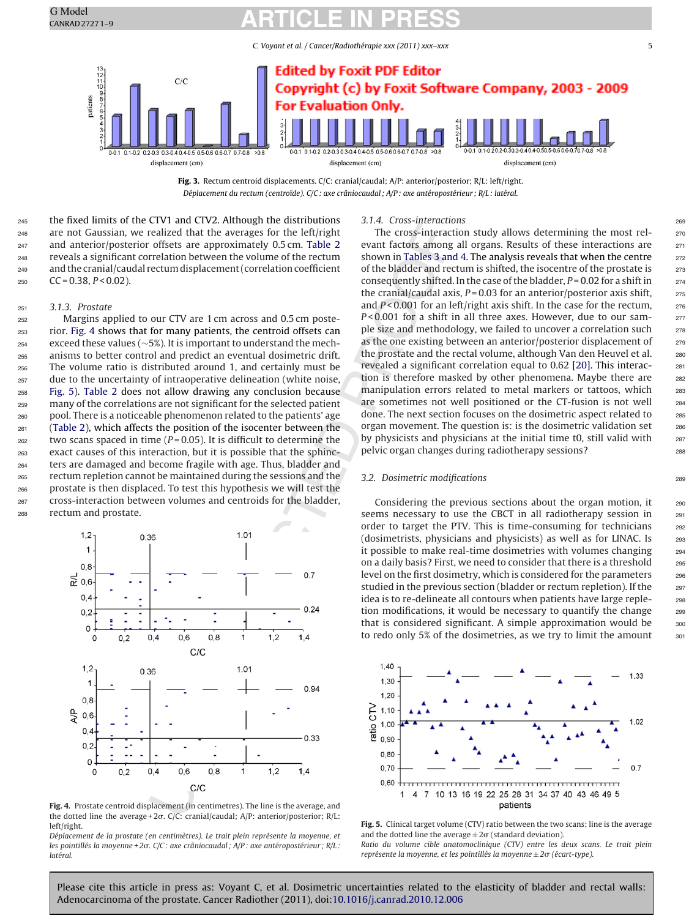Fig. 3. Rectum centroid displacements. C/C: cranial/caudal; A/P: anterior/posterior; R/L: left/right.

*Déplacement du rectum (centroïde). C/C : axe crâniocaudal ; A/P : axe antéropostérieur ; R/L : latéral.*

the fixed limits of the CTV1 and CTV2. Although the distributions are not Gaussian, we realized that the averages for the left/right and anterior/posterior offsets are approximately 0.5 cm. Table 2 reveals a significant correlation between the volume of the rectum and the cranial/caudal rectum displacement (correlation coefficient CC = 0.38, $P < 0.02$).

### 3.1.3. Prostate

Margins applied to our CTV are 1 cm across and 0.5 cm posterior. Fig. 4 shows that for many patients, the centroid offsets can exceed these values (~5%). It is important to understand the mechanisms to better control and predict an eventual dosimetric drift. The volume ratio is distributed around 1, and certainly must be due to the uncertainty of intraoperative delineation (white noise, Fig. 5). Table 2 does not allow drawing any conclusion because many of the correlations are not significant for the selected patient pool. There is a noticeable phenomenon related to the patients' age (Table 2), which affects the position of the isocenter between the two scans spaced in time ($P = 0.05$). It is difficult to determine the exact causes of this interaction, but it is possible that the sphincters are damaged and become fragile with age. Thus, bladder and rectum repletion cannot be maintained during the sessions and the prostate is then displaced. To test this hypothesis we will test the cross-interaction between volumes and centroids for the bladder, rectum and prostate.

Fig. 4. Prostate centroid displacement (in centimetres). The line is the average, and the dotted line the average + 2σ. C/C: cranial/caudal; A/P: anterior/posterior; R/L: left/right.

*Déplacement de la prostate (en centimètres). Le trait plein représente la moyenne, et les pointillés la moyenne + 2σ. C/C : axe crâniocaudal ; A/P : axe antéropostérieur ; R/L : latéral.*

### 3.1.4. Cross-interactions

The cross-interaction study allows determining the most relevant factors among all organs. Results of these interactions are shown in Tables 3 and 4. The analysis reveals that when the centre of the bladder and rectum is shifted, the isocentre of the prostate is consequently shifted. In the case of the bladder, $P = 0.02$ for a shift in the cranial/caudal axis, $P = 0.03$ for an anterior/posterior axis shift, and $P < 0.001$ for an left/right axis shift. In the case for the rectum, $P < 0.001$ for a shift in all three axes. However, due to our sample size and methodology, we failed to uncover a correlation such as the one existing between an anterior/posterior displacement of the prostate and the rectal volume, although Van den Heuvel et al. revealed a significant correlation equal to 0.62 [20]. This interaction is therefore masked by other phenomena. Maybe there are manipulation errors related to metal markers or tattoos, which are sometimes not well positioned or the CT-fusion is not well done. The next section focuses on the dosimetric aspect related to organ movement. The question is: is the dosimetric validation set by physicists and physicians at the initial time t0, still valid with pelvic organ changes during radiotherapy sessions?

## 3.2. Dosimetric modifications

Considering the previous sections about the organ motion, it seems necessary to use the CBCT in all radiotherapy session in order to target the PTV. This is time-consuming for technicians (dosimetrists, physicians and physicists) as well as for LINAC. Is it possible to make real-time dosimetries with volumes changing on a daily basis? First, we need to consider that there is a threshold level on the first dosimetry, which is considered for the parameters studied in the previous section (bladder or rectum repletion). If the idea is to re-delineate all contours when patients have large repletion modifications, it would be necessary to quantify the change that is considered significant. A simple approximation would be to redo only 5% of the dosimetries, as we try to limit the amount

Fig. 5. Clinical target volume (CTV) ratio between the two scans; line is the average and the dotted line the average ± 2σ (standard deviation).

*Ratio du volume cible anatomoclinique (CTV) entre les deux scans. Le trait plein représente la moyenne, et les pointillés la moyenne ± 2σ (écart-type).*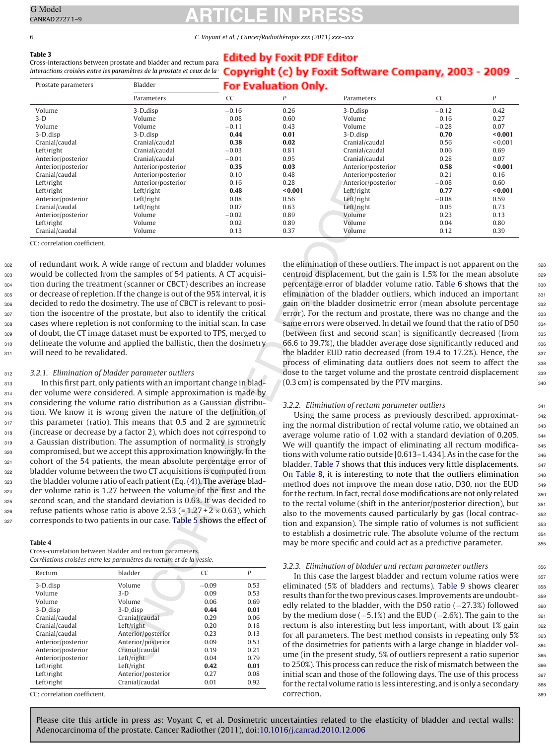**Table 3**
Cross-interactions between prostate and bladder and rectum parameters.
*Interactions croisées entre les paramètres de la prostate et ceux de la vessie et du rectum.*

| Prostate parameters | Bladder | | | Rectum | | |
|---|---|---|---|---|---|---|
| | Parameters | CC | P | Parameters | CC | P |
| Volume | 3-D_disp | −0.16 | 0.26 | 3-D_disp | −0.12 | 0.42 |
| 3-D | Volume | 0.08 | 0.60 | Volume | 0.16 | 0.27 |
| Volume | Volume | −0.11 | 0.43 | Volume | −0.28 | 0.07 |
| 3-D_disp | 3-D_disp | **0.44** | **0.01** | 3-D_disp | **0.70** | **<0.001** |
| Cranial/caudal | Cranial/caudal | **0.38** | **0.02** | Cranial/caudal | 0.56 | <0.001 |
| Left/right | Cranial/caudal | −0.03 | 0.81 | Cranial/caudal | 0.06 | 0.69 |
| Anterior/posterior | Cranial/caudal | −0.01 | 0.95 | Cranial/caudal | 0.28 | 0.07 |
| Anterior/posterior | Anterior/posterior | **0.35** | **0.03** | Anterior/posterior | **0.58** | **<0.001** |
| Cranial/caudal | Anterior/posterior | 0.10 | 0.48 | Anterior/posterior | 0.21 | 0.16 |
| Left/right | Anterior/posterior | 0.16 | 0.28 | Anterior/posterior | −0.08 | 0.60 |
| Left/right | Left/right | **0.48** | **<0.001** | Left/right | **0.77** | **<0.001** |
| Anterior/posterior | Left/right | 0.08 | 0.56 | Left/right | −0.08 | 0.59 |
| Cranial/caudal | Left/right | 0.07 | 0.63 | Left/right | 0.05 | 0.73 |
| Anterior/posterior | Volume | −0.02 | 0.89 | Volume | 0.23 | 0.13 |
| Left/right | Volume | 0.02 | 0.89 | Volume | 0.04 | 0.80 |
| Cranial/caudal | Volume | 0.13 | 0.37 | Volume | 0.12 | 0.39 |

CC: correlation coefficient.

of redundant work. A wide range of rectum and bladder volumes would be collected from the samples of 54 patients. A CT acquisition during the treatment (scanner or CBCT) describes an increase or decrease of repletion. If the change is out of the 95% interval, it is decided to redo the dosimetry. The use of CBCT is relevant to position the isocentre of the prostate, but also to identify the critical cases where repletion is not conforming to the initial scan. In case of doubt, the CT image dataset must be exported to TPS, merged to delineate the volume and applied the ballistic, then the dosimetry will need to be revalidated.

### 3.2.1. Elimination of bladder parameter outliers

In this first part, only patients with an important change in bladder volume were considered. A simple approximation is made by considering the volume ratio distribution as a Gaussian distribution. We know it is wrong given the nature of the definition of this parameter (ratio). This means that 0.5 and 2 are symmetric (increase or decrease by a factor 2), which does not correspond to a Gaussian distribution. The assumption of normality is strongly compromised, but we accept this approximation knowingly. In the cohort of the 54 patients, the mean absolute percentage error of bladder volume between the two CT acquisitions is computed from the bladder volume ratio of each patient (Eq. (4)). The average bladder volume ratio is 1.27 between the volume of the first and the second scan, and the standard deviation is 0.63. It was decided to refuse patients whose ratio is above 2.53 ($= 1.27 + 2 \times 0.63$), which corresponds to two patients in our case. Table 5 shows the effect of the elimination of these outliers. The impact is not apparent on the centroid displacement, but the gain is 1.5% for the mean absolute percentage error of bladder volume ratio. Table 6 shows that the elimination of the bladder outliers, which induced an important gain on the bladder dosimetric error (mean absolute percentage error). For the rectum and prostate, there was no change and the same errors were observed. In detail we found that the ratio of D50 (between first and second scan) is significantly decreased (from 66.6 to 39.7%), the bladder average dose significantly reduced and the bladder EUD ratio decreased (from 19.4 to 17.2%). Hence, the process of eliminating data outliers does not seem to affect the dose to the target volume and the prostate centroid displacement (0.3 cm) is compensated by the PTV margins.

**Table 4**
Cross-correlation between bladder and rectum parameters.
*Corrélations croisées entre les paramètres du rectum et de la vessie.*

| Rectum | bladder | CC | P |
|---|---|---|---|
| 3-D_disp | Volume | −0.09 | 0.53 |
| Volume | 3-D | 0.09 | 0.53 |
| Volume | Volume | 0.06 | 0.69 |
| 3-D_disp | 3-D_disp | **0.44** | **0.01** |
| Cranial/caudal | Cranial/caudal | 0.29 | 0.06 |
| Cranial/caudal | Left/right | 0.20 | 0.18 |
| Cranial/caudal | Anterior/posterior | 0.23 | 0.13 |
| Anterior/posterior | Anterior/posterior | 0.09 | 0.53 |
| Anterior/posterior | Cranial/caudal | 0.19 | 0.21 |
| Anterior/posterior | Left/right | 0.04 | 0.79 |
| Left/right | Left/right | **0.42** | **0.01** |
| Left/right | Anterior/posterior | 0.27 | 0.08 |
| Left/right | Cranial/caudal | 0.01 | 0.92 |

CC: correlation coefficient.

### 3.2.2. Elimination of rectum parameter outliers

Using the same process as previously described, approximating the normal distribution of rectal volume ratio, we obtained an average volume ratio of 1.02 with a standard deviation of 0.205. We will quantify the impact of eliminating all rectum modifications with volume ratio outside [0.613–1.434]. As in the case for the bladder, Table 7 shows that this induces very little displacements. On Table 8, it is interesting to note that the outliers elimination method does not improve the mean dose ratio, D30, nor the EUD for the rectum. In fact, rectal dose modifications are not only related to the rectal volume (shift in the anterior/posterior direction), but also to the movements caused particularly by gas (local contraction and expansion). The simple ratio of volumes is not sufficient to establish a dosimetric rule. The absolute volume of the rectum may be more specific and could act as a predictive parameter.

### 3.2.3. Elimination of bladder and rectum parameter outliers

In this case the largest bladder and rectum volume ratios were eliminated (5% of bladders and rectums). Table 9 shows clearer results than for the two previous cases. Improvements are undoubtedly related to the bladder, with the D50 ratio (−27.3%) followed by the medium dose (−5.1%) and the EUD (−2.6%). The gain to the rectum is also interesting but less important, with about 1% gain for all parameters. The best method consists in repeating only 5% of the dosimetries for patients with a large change in bladder volume (in the present study, 5% of outliers represent a ratio superior to 250%). This process can reduce the risk of mismatch between the initial scan and those of the following days. The use of this process for the rectal volume ratio is less interesting, and is only a secondary correction.

Please cite this article in press as: Voyant C, et al. Dosimetric uncertainties related to the elasticity of bladder and rectal walls: Adenocarcinoma of the prostate. Cancer Radiother (2011), doi:10.1016/j.canrad.2010.12.006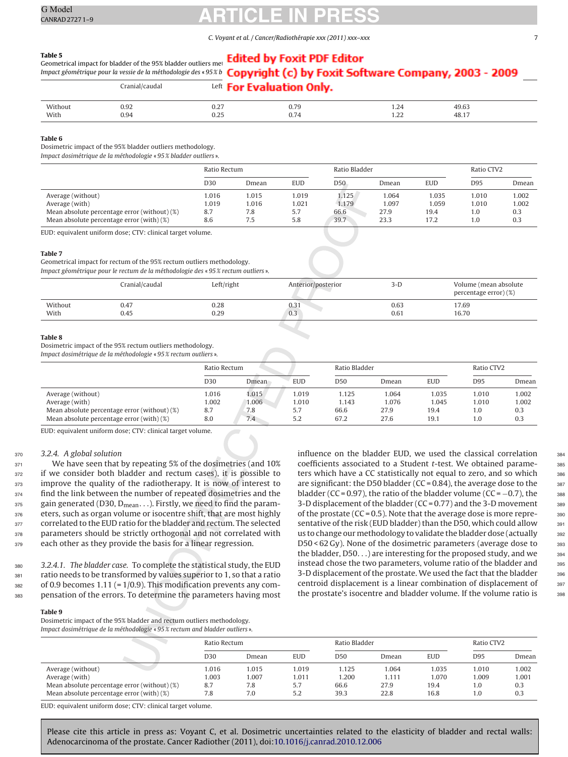**Table 5**
Geometrical impact for bladder of the 95% bladder outliers met
*Impact géométrique pour la vessie de la méthodologie des « 95 % b*

| | Cranial/caudal | Left | | | |
|---|---|---|---|---|---|
| Without | 0.92 | 0.27 | 0.79 | 1.24 | 49.63 |
| With | 0.94 | 0.25 | 0.74 | 1.22 | 48.17 |

**Table 6**
Dosimetric impact of the 95% bladder outliers methodology.
*Impact dosimétrique de la méthodologie « 95 % bladder outliers ».*

| | Ratio Rectum | | | Ratio Bladder | | | Ratio CTV2 | |
|---|---|---|---|---|---|---|---|---|
| | D30 | Dmean | EUD | D50 | Dmean | EUD | D95 | Dmean |
| Average (without) | 1.016 | 1.015 | 1.019 | 1.125 | 1.064 | 1.035 | 1.010 | 1.002 |
| Average (with) | 1.019 | 1.016 | 1.021 | 1.179 | 1.097 | 1.059 | 1.010 | 1.002 |
| Mean absolute percentage error (without) (%) | 8.7 | 7.8 | 5.7 | 66.6 | 27.9 | 19.4 | 1.0 | 0.3 |
| Mean absolute percentage error (with) (%) | 8.6 | 7.5 | 5.8 | 39.7 | 23.3 | 17.2 | 1.0 | 0.3 |

EUD: equivalent uniform dose; CTV: clinical target volume.

**Table 7**
Geometrical impact for rectum of the 95% rectum outliers methodology.
*Impact géométrique pour le rectum de la méthodologie des « 95 % rectum outliers ».*

| | Cranial/caudal | Left/right | Anterior/posterior | 3-D | Volume (mean absolute percentage error) (%) |
|---|---|---|---|---|---|
| Without | 0.47 | 0.28 | 0.31 | 0.63 | 17.69 |
| With | 0.45 | 0.29 | 0.3 | 0.61 | 16.70 |

**Table 8**
Dosimetric impact of the 95% rectum outliers methodology.
*Impact dosimétrique de la méthodologie « 95 % rectum outliers ».*

| | Ratio Rectum | | | Ratio Bladder | | | Ratio CTV2 | |
|---|---|---|---|---|---|---|---|---|
| | D30 | Dmean | EUD | D50 | Dmean | EUD | D95 | Dmean |
| Average (without) | 1.016 | 1.015 | 1.019 | 1.125 | 1.064 | 1.035 | 1.010 | 1.002 |
| Average (with) | 1.002 | 1.006 | 1.010 | 1.143 | 1.076 | 1.045 | 1.010 | 1.002 |
| Mean absolute percentage error (without) (%) | 8.7 | 7.8 | 5.7 | 66.6 | 27.9 | 19.4 | 1.0 | 0.3 |
| Mean absolute percentage error (with) (%) | 8.0 | 7.4 | 5.2 | 67.2 | 27.6 | 19.1 | 1.0 | 0.3 |

EUD: equivalent uniform dose; CTV: clinical target volume.

#### 3.2.4. A global solution

We have seen that by repeating 5% of the dosimetries (and 10% if we consider both bladder and rectum cases), it is possible to improve the quality of the radiotherapy. It is now of interest to find the link between the number of repeated dosimetries and the gain generated (D30, $D_{mean}$...). Firstly, we need to find the parameters, such as organ volume or isocentre shift, that are most highly correlated to the EUD ratio for the bladder and rectum. The selected parameters should be strictly orthogonal and not correlated with each other as they provide the basis for a linear regression.

*3.2.4.1. The bladder case.* To complete the statistical study, the EUD ratio needs to be transformed by values superior to 1, so that a ratio of 0.9 becomes 1.11 (= 1/0.9). This modification prevents any compensation of the errors. To determine the parameters having most influence on the bladder EUD, we used the classical correlation coefficients associated to a Student *t*-test. We obtained parameters which have a CC statistically not equal to zero, and so which are significant: the D50 bladder (CC = 0.84), the average dose to the bladder (CC = 0.97), the ratio of the bladder volume (CC = −0.7), the 3-D displacement of the bladder (CC = 0.77) and the 3-D movement of the prostate (CC = 0.5). Note that the average dose is more representative of the risk (EUD bladder) than the D50, which could allow us to change our methodology to validate the bladder dose (actually D50 < 62 Gy). None of the dosimetric parameters (average dose to the bladder, D50...) are interesting for the proposed study, and we instead chose the two parameters, volume ratio of the bladder and 3-D displacement of the prostate. We used the fact that the bladder centroid displacement is a linear combination of displacement of the prostate's isocentre and bladder volume. If the volume ratio is

**Table 9**
Dosimetric impact of the 95% bladder and rectum outliers methodology.
*Impact dosimétrique de la méthodologie « 95 % rectum and bladder outliers ».*

| | Ratio Rectum | | | Ratio Bladder | | | Ratio CTV2 | |
|---|---|---|---|---|---|---|---|---|
| | D30 | Dmean | EUD | D50 | Dmean | EUD | D95 | Dmean |
| Average (without) | 1.016 | 1.015 | 1.019 | 1.125 | 1.064 | 1.035 | 1.010 | 1.002 |
| Average (with) | 1.003 | 1.007 | 1.011 | 1.200 | 1.111 | 1.070 | 1.009 | 1.001 |
| Mean absolute percentage error (without) (%) | 8.7 | 7.8 | 5.7 | 66.6 | 27.9 | 19.4 | 1.0 | 0.3 |
| Mean absolute percentage error (with) (%) | 7.8 | 7.0 | 5.2 | 39.3 | 22.8 | 16.8 | 1.0 | 0.3 |

EUD: equivalent uniform dose; CTV: clinical target volume.

Please cite this article in press as: Voyant C, et al. Dosimetric uncertainties related to the elasticity of bladder and rectal walls: Adenocarcinoma of the prostate. Cancer Radiother (2011), doi:10.1016/j.canrad.2010.12.006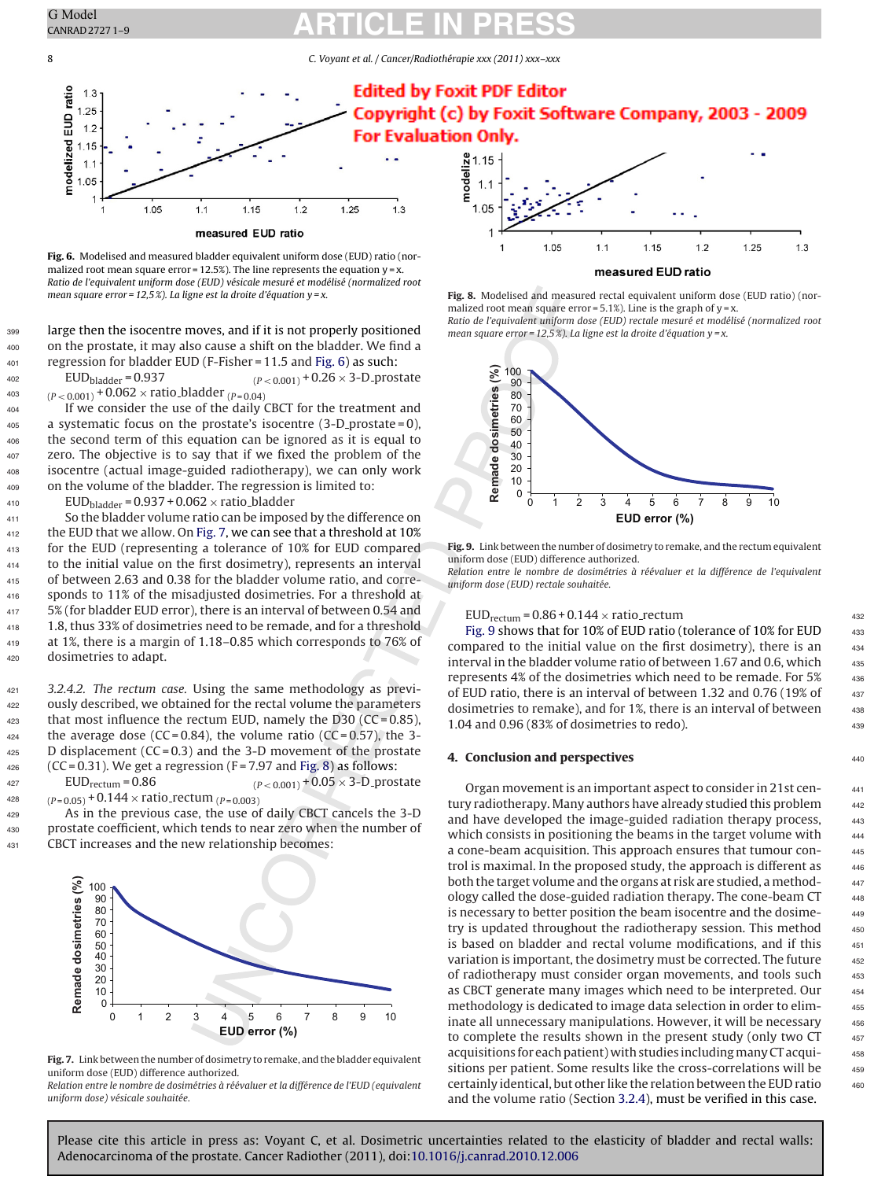Fig. 6. Modelised and measured bladder equivalent uniform dose (EUD) ratio (normalized root mean square error = 12.5%). The line represents the equation y = x.
*Ratio de l'equivalent uniform dose (EUD) vésicale mesuré et modélisé (normalized root mean square error = 12,5 %). La ligne est la droite d'équation y = x.*

large then the isocentre moves, and if it is not properly positioned on the prostate, it may also cause a shift on the bladder. We find a regression for bladder EUD (F-Fisher = 11.5 and Fig. 6) as such:

$$EUD_{bladder} = 0.937_{(P<0.001)} + 0.26 \times 3\text{-D\_prostate}_{(P<0.001)} + 0.062 \times \text{ratio\_bladder}_{(P=0.04)}$$

If we consider the use of the daily CBCT for the treatment and a systematic focus on the prostate's isocentre (3-D_prostate = 0), the second term of this equation can be ignored as it is equal to zero. The objective is to say that if we fixed the problem of the isocentre (actual image-guided radiotherapy), we can only work on the volume of the bladder. The regression is limited to:

$$EUD_{bladder} = 0.937 + 0.062 \times \text{ratio\_bladder}$$

So the bladder volume ratio can be imposed by the difference on the EUD that we allow. On Fig. 7, we can see that a threshold at 10% for the EUD (representing a tolerance of 10% for EUD compared to the initial value on the first dosimetry), represents an interval of between 2.63 and 0.38 for the bladder volume ratio, and corresponds to 11% of the misadjusted dosimetries. For a threshold at 5% (for bladder EUD error), there is an interval of between 0.54 and 1.8, thus 33% of dosimetries need to be remade, and for a threshold at 1%, there is a margin of 1.18–0.85 which corresponds to 76% of dosimetries to adapt.

*3.2.4.2. The rectum case.* Using the same methodology as previously described, we obtained for the rectal volume the parameters that most influence the rectum EUD, namely the D30 (CC = 0.85), the average dose (CC = 0.84), the volume ratio (CC = 0.57), the 3-D displacement (CC = 0.3) and the 3-D movement of the prostate (CC = 0.31). We get a regression (F = 7.97 and Fig. 8) as follows:

$$EUD_{rectum} = 0.86_{(P<0.001)} + 0.05 \times 3\text{-D\_prostate}_{(P=0.05)} + 0.144 \times \text{ratio\_rectum}_{(P=0.003)}$$

As in the previous case, the use of daily CBCT cancels the 3-D prostate coefficient, which tends to near zero when the number of CBCT increases and the new relationship becomes:

$$EUD_{rectum} = 0.86 + 0.144 \times \text{ratio\_rectum}$$

Fig. 9 shows that for 10% of EUD ratio (tolerance of 10% for EUD compared to the initial value on the first dosimetry), there is an interval in the bladder volume ratio of between 1.67 and 0.6, which represents 4% of the dosimetries which need to be remade. For 5% of EUD ratio, there is an interval of between 1.32 and 0.76 (19% of dosimetries to remake), and for 1%, there is an interval of between 1.04 and 0.96 (83% of dosimetries to redo).

Fig. 7. Link between the number of dosimetry to remake, and the bladder equivalent uniform dose (EUD) difference authorized.
*Relation entre le nombre de dosimétries à réévaluer et la différence de l'EUD (equivalent uniform dose) vésicale souhaitée.*

Fig. 8. Modelised and measured rectal equivalent uniform dose (EUD) ratio) (normalized root mean square error = 5.1%). Line is the graph of y = x.
*Ratio de l'equivalent uniform dose (EUD) rectale mesuré et modélisé (normalized root mean square error = 12,5 %). La ligne est la droite d'équation y = x.*

Fig. 9. Link between the number of dosimetry to remake, and the rectum equivalent uniform dose (EUD) difference authorized.
*Relation entre le nombre de dosimétries à réévaluer et la différence de l'equivalent uniform dose (EUD) rectale souhaitée.*

## 4. Conclusion and perspectives

Organ movement is an important aspect to consider in 21st century radiotherapy. Many authors have already studied this problem and have developed the image-guided radiation therapy process, which consists in positioning the beams in the target volume with a cone-beam acquisition. This approach ensures that tumour control is maximal. In the proposed study, the approach is different as both the target volume and the organs at risk are studied, a methodology called the dose-guided radiation therapy. The cone-beam CT is necessary to better position the beam isocentre and the dosimetry is updated throughout the radiotherapy session. This method is based on bladder and rectal volume modifications, and if this variation is important, the dosimetry must be corrected. The future of radiotherapy must consider organ movements, and tools such as CBCT generate many images which need to be interpreted. Our methodology is dedicated to image data selection in order to eliminate all unnecessary manipulations. However, it will be necessary to complete the results shown in the present study (only two CT acquisitions for each patient) with studies including many CT acquisitions per patient. Some results like the cross-correlations will be certainly identical, but other like the relation between the EUD ratio and the volume ratio (Section 3.2.4), must be verified in this case.

Please cite this article in press as: Voyant C, et al. Dosimetric uncertainties related to the elasticity of bladder and rectal walls: Adenocarcinoma of the prostate. Cancer Radiother (2011), doi:10.1016/j.canrad.2010.12.006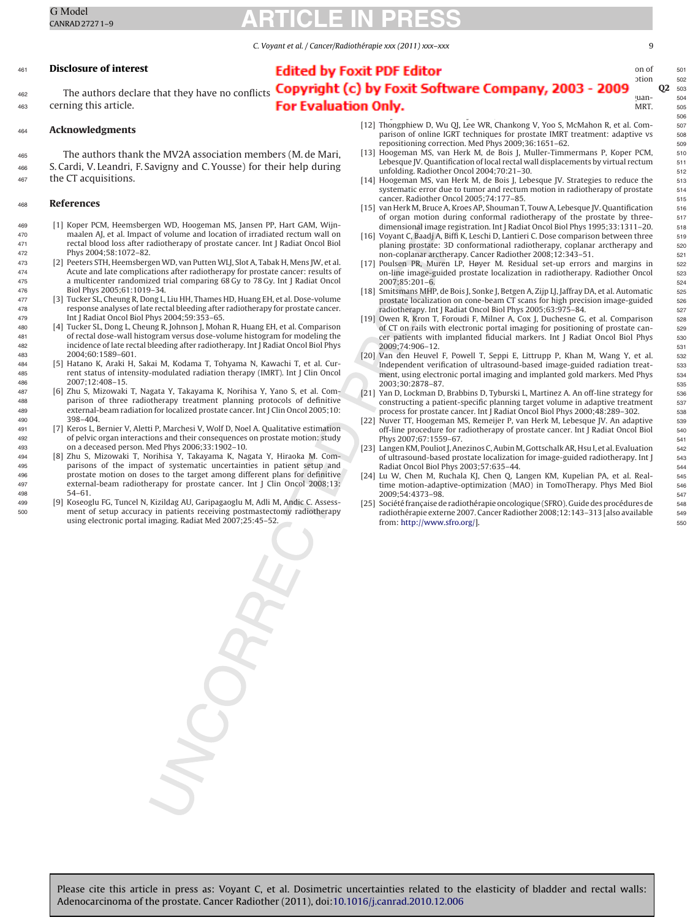## Disclosure of interest

The authors declare that they have no conflicts [...] cerning this article.

## Acknowledgments

The authors thank the MV2A association members (M. de Mari, S. Cardi, V. Leandri, F. Savigny and C. Yousse) for their help during the CT acquisitions.

## References

[1] Koper PCM, Heemsbergen WD, Hoogeman MS, Jansen PP, Hart GAM, Wijnmaalen AJ, et al. Impact of volume and location of irradiated rectum wall on rectal blood loss after radiotherapy of prostate cancer. Int J Radiat Oncol Biol Phys 2004;58:1072–82.

[2] Peeters STH, Heemsbergen WD, van Putten WLJ, Slot A, Tabak H, Mens JW, et al. Acute and late complications after radiotherapy for prostate cancer: results of a multicenter randomized trial comparing 68 Gy to 78 Gy. Int J Radiat Oncol Biol Phys 2005;61:1019–34.

[3] Tucker SL, Cheung R, Dong L, Liu HH, Thames HD, Huang EH, et al. Dose-volume response analyses of late rectal bleeding after radiotherapy for prostate cancer. Int J Radiat Oncol Biol Phys 2004;59:353–65.

[4] Tucker SL, Dong L, Cheung R, Johnson J, Mohan R, Huang EH, et al. Comparison of rectal dose-wall histogram versus dose-volume histogram for modeling the incidence of late rectal bleeding after radiotherapy. Int J Radiat Oncol Biol Phys 2004;60:1589–601.

[5] Hatano K, Araki H, Sakai M, Kodama T, Tohyama N, Kawachi T, et al. Current status of intensity-modulated radiation therapy (IMRT). Int J Clin Oncol 2007;12:408–15.

[6] Zhu S, Mizowaki T, Nagata Y, Takayama K, Norihisa Y, Yano S, et al. Comparison of three radiotherapy treatment planning protocols of definitive external-beam radiation for localized prostate cancer. Int J Clin Oncol 2005;10:398–404.

[7] Keros L, Bernier V, Aletti P, Marchesi V, Wolf D, Noel A. Qualitative estimation of pelvic organ interactions and their consequences on prostate motion: study on a deceased person. Med Phys 2006;33:1902–10.

[8] Zhu S, Mizowaki T, Norihisa Y, Takayama K, Nagata Y, Hiraoka M. Comparisons of the impact of systematic uncertainties in patient setup and prostate motion on doses to the target among different plans for definitive external-beam radiotherapy for prostate cancer. Int J Clin Oncol 2008;13:54–61.

[9] Koseoglu FG, Tuncel N, Kizildag AU, Garipagaoglu M, Adli M, Andic C. Assessment of setup accuracy in patients receiving postmastectomy radiotherapy using electronic portal imaging. Radiat Med 2007;25:45–52.

[...] on of [...] otion [...] quan- [...] MRT.

[12] Thongphiew D, Wu QJ, Lee WR, Chankong V, Yoo S, McMahon R, et al. Comparison of online IGRT techniques for prostate IMRT treatment: adaptive vs repositioning correction. Med Phys 2009;36:1651–62.

[13] Hoogeman MS, van Herk M, de Bois J, Muller-Timmermans P, Koper PCM, Lebesque JV. Quantification of local rectal wall displacements by virtual rectum unfolding. Radiother Oncol 2004;70:21–30.

[14] Hoogeman MS, van Herk M, de Bois J, Lebesque JV. Strategies to reduce the systematic error due to tumor and rectum motion in radiotherapy of prostate cancer. Radiother Oncol 2005;74:177–85.

[15] van Herk M, Bruce A, Kroes AP, Shouman T, Touw A, Lebesque JV. Quantification of organ motion during conformal radiotherapy of the prostate by three-dimensional image registration. Int J Radiat Oncol Biol Phys 1995;33:1311–20.

[16] Voyant C, Baadj A, Biffi K, Leschi D, Lantieri C. Dose comparison between three planing prostate: 3D conformational radiotherapy, coplanar arctherapy and non-coplanar arctherapy. Cancer Radiother 2008;12:343–51.

[17] Poulsen PR, Muren LP, Høyer M. Residual set-up errors and margins in on-line image-guided prostate localization in radiotherapy. Radiother Oncol 2007;85:201–6.

[18] Smitsmans MHP, de Bois J, Sonke J, Betgen A, Zijp LJ, Jaffray DA, et al. Automatic prostate localization on cone-beam CT scans for high precision image-guided radiotherapy. Int J Radiat Oncol Biol Phys 2005;63:975–84.

[19] Owen R, Kron T, Foroudi F, Milner A, Cox J, Duchesne G, et al. Comparison of CT on rails with electronic portal imaging for positioning of prostate cancer patients with implanted fiducial markers. Int J Radiat Oncol Biol Phys 2009;74:906–12.

[20] Van den Heuvel F, Powell T, Seppi E, Littrupp P, Khan M, Wang Y, et al. Independent verification of ultrasound-based image-guided radiation treatment, using electronic portal imaging and implanted gold markers. Med Phys 2003;30:2878–87.

[21] Yan D, Lockman D, Brabbins D, Tyburski L, Martinez A. An off-line strategy for constructing a patient-specific planning target volume in adaptive treatment process for prostate cancer. Int J Radiat Oncol Biol Phys 2000;48:289–302.

[22] Nuver TT, Hoogeman MS, Remeijer P, van Herk M, Lebesque JV. An adaptive off-line procedure for radiotherapy of prostate cancer. Int J Radiat Oncol Biol Phys 2007;67:1559–67.

[23] Langen KM, Pouliot J, Anezinos C, Aubin M, Gottschalk AR, Hsu I, et al. Evaluation of ultrasound-based prostate localization for image-guided radiotherapy. Int J Radiat Oncol Biol Phys 2003;57:635–44.

[24] Lu W, Chen M, Ruchala KJ, Chen Q, Langen KM, Kupelian PA, et al. Real-time motion-adaptive-optimization (MAO) in TomoTherapy. Phys Med Biol 2009;54:4373–98.

[25] Société française de radiothérapie oncologique (SFRO). Guide des procédures de radiothérapie externe 2007. Cancer Radiother 2008;12:143–313 [also available from: http://www.sfro.org/].

Please cite this article in press as: Voyant C, et al. Dosimetric uncertainties related to the elasticity of bladder and rectal walls: Adenocarcinoma of the prostate. Cancer Radiother (2011), doi:10.1016/j.canrad.2010.12.006